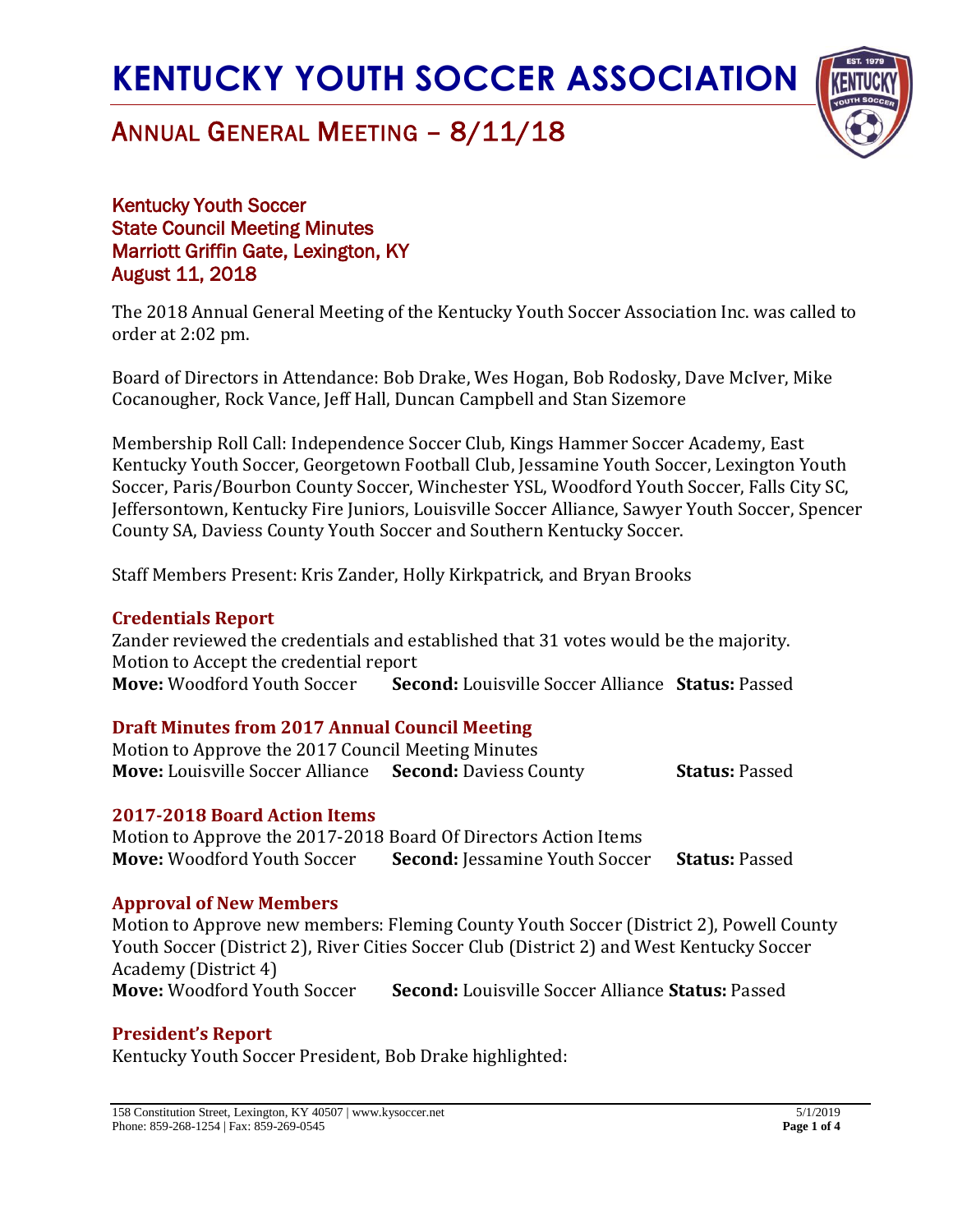# KENTUCKY YOUTH SOCCER ASSOCIATION

## ANNUAL GENERAL MEETING – 8/11/18

### Kentucky Youth Soccer
### State Council Meeting Minutes
### Marriott Griffin Gate, Lexington, KY
### August 11, 2018

The 2018 Annual General Meeting of the Kentucky Youth Soccer Association Inc. was called to order at 2:02 pm.

Board of Directors in Attendance: Bob Drake, Wes Hogan, Bob Rodosky, Dave McIver, Mike Cocanougher, Rock Vance, Jeff Hall, Duncan Campbell and Stan Sizemore

Membership Roll Call: Independence Soccer Club, Kings Hammer Soccer Academy, East Kentucky Youth Soccer, Georgetown Football Club, Jessamine Youth Soccer, Lexington Youth Soccer, Paris/Bourbon County Soccer, Winchester YSL, Woodford Youth Soccer, Falls City SC, Jeffersontown, Kentucky Fire Juniors, Louisville Soccer Alliance, Sawyer Youth Soccer, Spencer County SA, Daviess County Youth Soccer and Southern Kentucky Soccer.

Staff Members Present: Kris Zander, Holly Kirkpatrick, and Bryan Brooks

#### Credentials Report

Zander reviewed the credentials and established that 31 votes would be the majority.
Motion to Accept the credential report
**Move:** Woodford Youth Soccer **Second:** Louisville Soccer Alliance **Status:** Passed

#### Draft Minutes from 2017 Annual Council Meeting

Motion to Approve the 2017 Council Meeting Minutes
**Move:** Louisville Soccer Alliance **Second:** Daviess County **Status:** Passed

#### 2017-2018 Board Action Items

Motion to Approve the 2017-2018 Board Of Directors Action Items
**Move:** Woodford Youth Soccer **Second:** Jessamine Youth Soccer **Status:** Passed

#### Approval of New Members

Motion to Approve new members: Fleming County Youth Soccer (District 2), Powell County Youth Soccer (District 2), River Cities Soccer Club (District 2) and West Kentucky Soccer Academy (District 4)
**Move:** Woodford Youth Soccer **Second:** Louisville Soccer Alliance **Status:** Passed

#### President's Report

Kentucky Youth Soccer President, Bob Drake highlighted: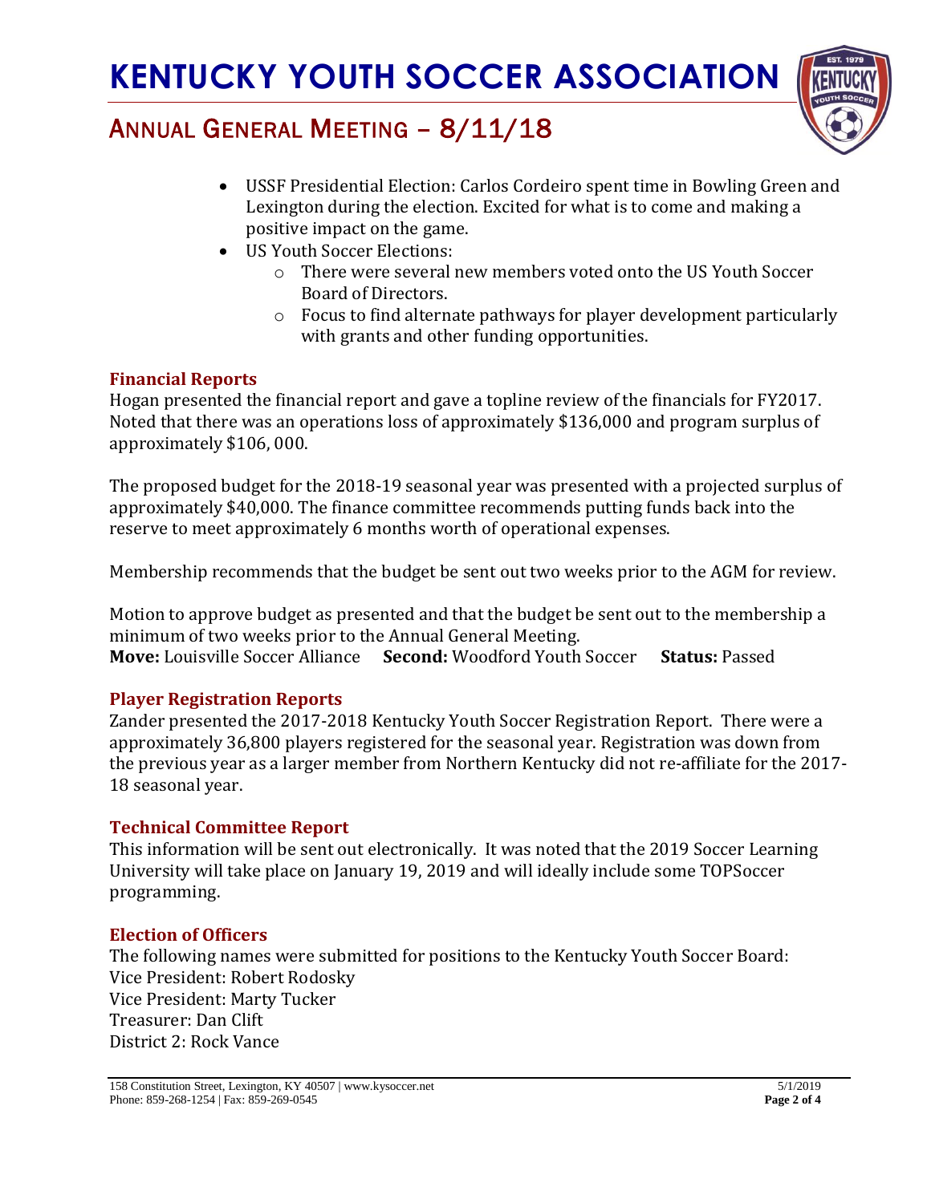- USSF Presidential Election: Carlos Cordeiro spent time in Bowling Green and Lexington during the election. Excited for what is to come and making a positive impact on the game.
- US Youth Soccer Elections:
  - There were several new members voted onto the US Youth Soccer Board of Directors.
  - Focus to find alternate pathways for player development particularly with grants and other funding opportunities.

### Financial Reports

Hogan presented the financial report and gave a topline review of the financials for FY2017. Noted that there was an operations loss of approximately $136,000 and program surplus of approximately $106, 000.

The proposed budget for the 2018-19 seasonal year was presented with a projected surplus of approximately $40,000. The finance committee recommends putting funds back into the reserve to meet approximately 6 months worth of operational expenses.

Membership recommends that the budget be sent out two weeks prior to the AGM for review.

Motion to approve budget as presented and that the budget be sent out to the membership a minimum of two weeks prior to the Annual General Meeting.
**Move:** Louisville Soccer Alliance **Second:** Woodford Youth Soccer **Status:** Passed

### Player Registration Reports

Zander presented the 2017-2018 Kentucky Youth Soccer Registration Report. There were a approximately 36,800 players registered for the seasonal year. Registration was down from the previous year as a larger member from Northern Kentucky did not re-affiliate for the 2017-18 seasonal year.

### Technical Committee Report

This information will be sent out electronically. It was noted that the 2019 Soccer Learning University will take place on January 19, 2019 and will ideally include some TOPSoccer programming.

### Election of Officers

The following names were submitted for positions to the Kentucky Youth Soccer Board:
Vice President: Robert Rodosky
Vice President: Marty Tucker
Treasurer: Dan Clift
District 2: Rock Vance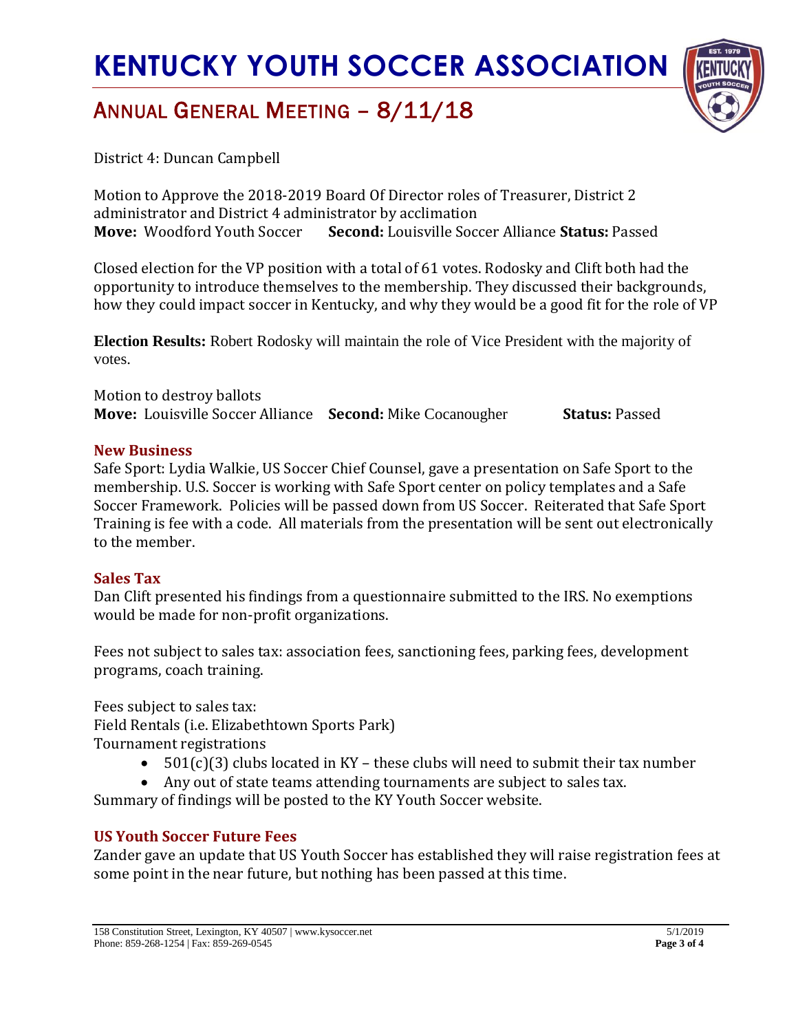District 4: Duncan Campbell

Motion to Approve the 2018-2019 Board Of Director roles of Treasurer, District 2 administrator and District 4 administrator by acclimation
**Move:** Woodford Youth Soccer **Second:** Louisville Soccer Alliance **Status:** Passed

Closed election for the VP position with a total of 61 votes. Rodosky and Clift both had the opportunity to introduce themselves to the membership. They discussed their backgrounds, how they could impact soccer in Kentucky, and why they would be a good fit for the role of VP

**Election Results:** Robert Rodosky will maintain the role of Vice President with the majority of votes.

Motion to destroy ballots
**Move:** Louisville Soccer Alliance **Second:** Mike Cocanougher **Status:** Passed

### New Business

Safe Sport: Lydia Walkie, US Soccer Chief Counsel, gave a presentation on Safe Sport to the membership. U.S. Soccer is working with Safe Sport center on policy templates and a Safe Soccer Framework. Policies will be passed down from US Soccer. Reiterated that Safe Sport Training is fee with a code. All materials from the presentation will be sent out electronically to the member.

### Sales Tax

Dan Clift presented his findings from a questionnaire submitted to the IRS. No exemptions would be made for non-profit organizations.

Fees not subject to sales tax: association fees, sanctioning fees, parking fees, development programs, coach training.

Fees subject to sales tax:
Field Rentals (i.e. Elizabethtown Sports Park)
Tournament registrations

- 501(c)(3) clubs located in KY – these clubs will need to submit their tax number
- Any out of state teams attending tournaments are subject to sales tax.

Summary of findings will be posted to the KY Youth Soccer website.

### US Youth Soccer Future Fees

Zander gave an update that US Youth Soccer has established they will raise registration fees at some point in the near future, but nothing has been passed at this time.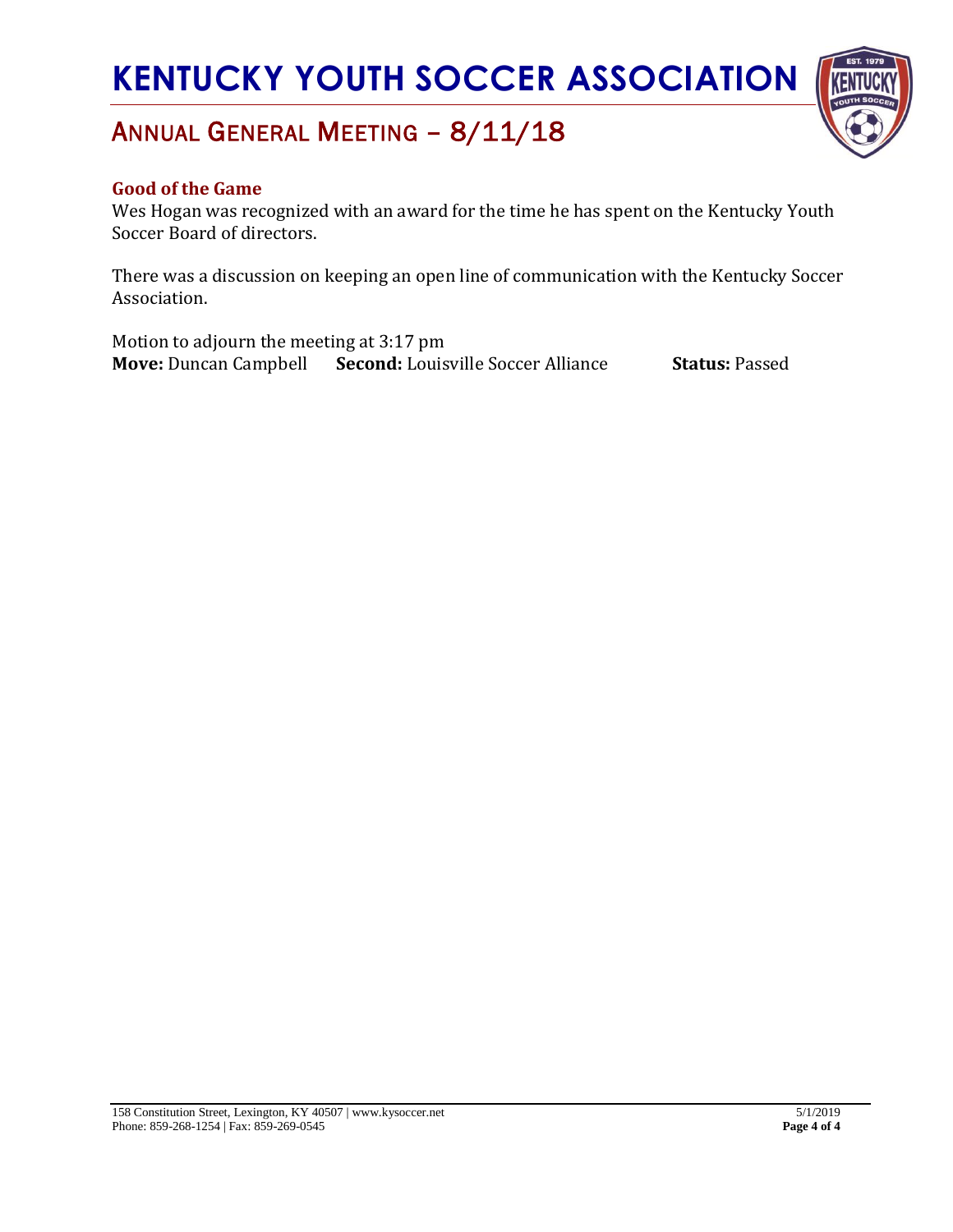# KENTUCKY YOUTH SOCCER ASSOCIATION

## ANNUAL GENERAL MEETING – 8/11/18

### Good of the Game

Wes Hogan was recognized with an award for the time he has spent on the Kentucky Youth Soccer Board of directors.

There was a discussion on keeping an open line of communication with the Kentucky Soccer Association.

Motion to adjourn the meeting at 3:17 pm
**Move:** Duncan Campbell **Second:** Louisville Soccer Alliance **Status:** Passed